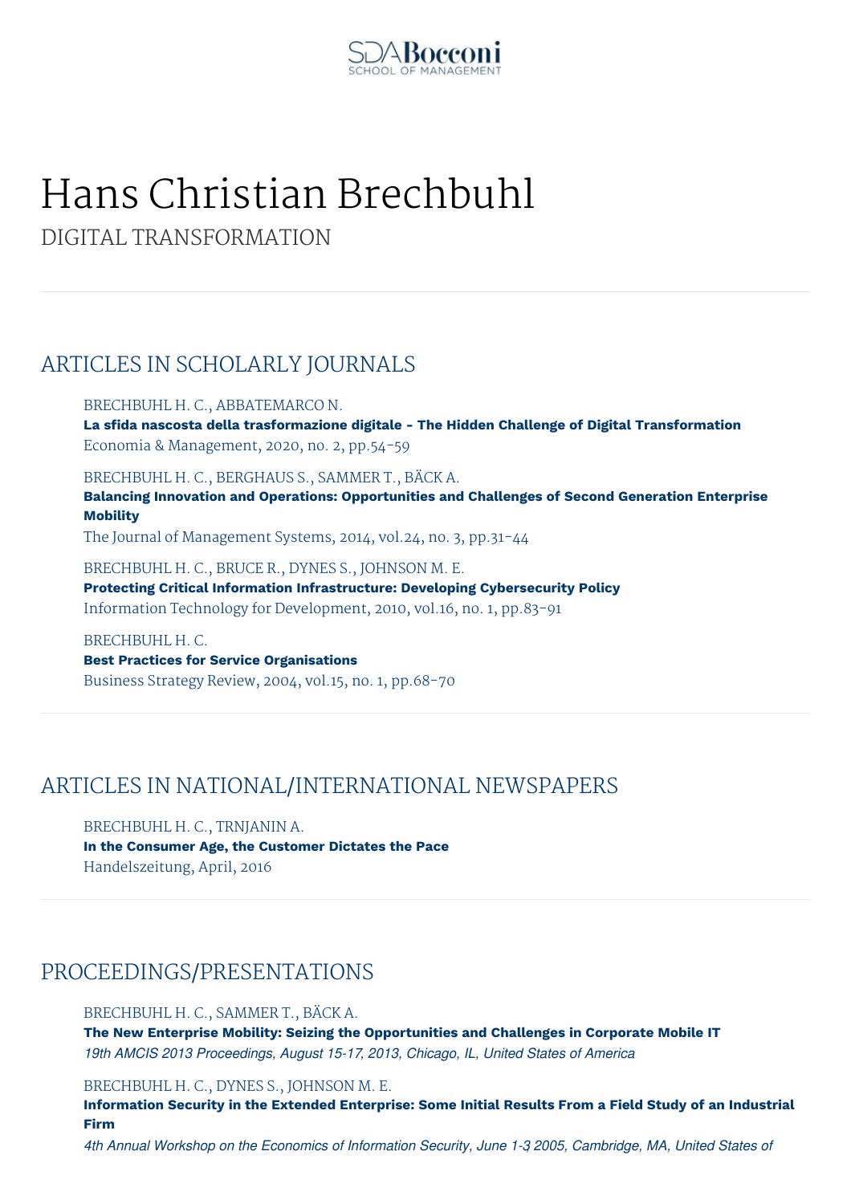# Hans Christian Brechbuhl

DIGITAL TRANSFORMATION

## ARTICLES IN SCHOLARLY JOURNALS

BRECHBUHL H. C., ABBATEMARCO N.
**La sfida nascosta della trasformazione digitale - The Hidden Challenge of Digital Transformation**
Economia & Management, 2020, no. 2, pp.54-59

BRECHBUHL H. C., BERGHAUS S., SAMMER T., BÄCK A.
**Balancing Innovation and Operations: Opportunities and Challenges of Second Generation Enterprise Mobility**
The Journal of Management Systems, 2014, vol.24, no. 3, pp.31-44

BRECHBUHL H. C., BRUCE R., DYNES S., JOHNSON M. E.
**Protecting Critical Information Infrastructure: Developing Cybersecurity Policy**
Information Technology for Development, 2010, vol.16, no. 1, pp.83-91

BRECHBUHL H. C.
**Best Practices for Service Organisations**
Business Strategy Review, 2004, vol.15, no. 1, pp.68-70

## ARTICLES IN NATIONAL/INTERNATIONAL NEWSPAPERS

BRECHBUHL H. C., TRNJANIN A.
**In the Consumer Age, the Customer Dictates the Pace**
Handelszeitung, April, 2016

## PROCEEDINGS/PRESENTATIONS

BRECHBUHL H. C., SAMMER T., BÄCK A.
**The New Enterprise Mobility: Seizing the Opportunities and Challenges in Corporate Mobile IT**
*19th AMCIS 2013 Proceedings, August 15-17, 2013, Chicago, IL, United States of America*

BRECHBUHL H. C., DYNES S., JOHNSON M. E.
**Information Security in the Extended Enterprise: Some Initial Results From a Field Study of an Industrial Firm**
*4th Annual Workshop on the Economics of Information Security, June 1-3 2005, Cambridge, MA, United States of*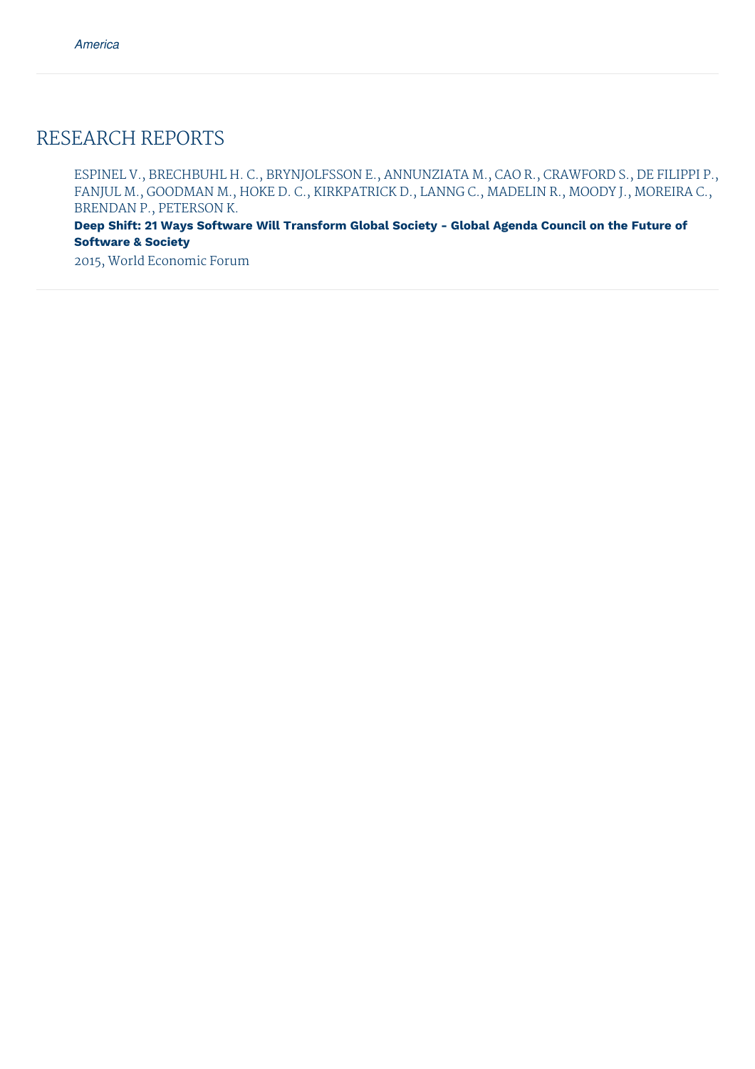*America*

## RESEARCH REPORTS

ESPINEL V., BRECHBUHL H. C., BRYNJOLFSSON E., ANNUNZIATA M., CAO R., CRAWFORD S., DE FILIPPI P., FANJUL M., GOODMAN M., HOKE D. C., KIRKPATRICK D., LANNG C., MADELIN R., MOODY J., MOREIRA C., BRENDAN P., PETERSON K.

**Deep Shift: 21 Ways Software Will Transform Global Society - Global Agenda Council on the Future of Software & Society**

2015, World Economic Forum